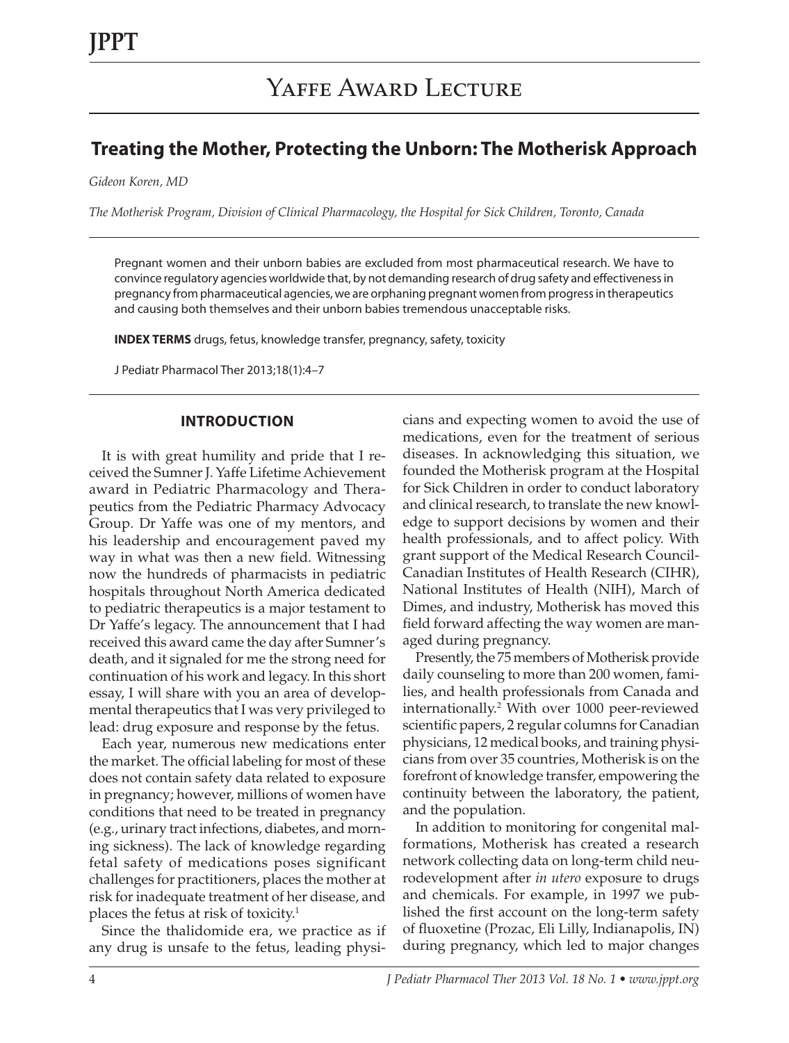# Yaffe Award Lecture

## Treating the Mother, Protecting the Unborn: The Motherisk Approach

*Gideon Koren, MD*

*The Motherisk Program, Division of Clinical Pharmacology, the Hospital for Sick Children, Toronto, Canada*

Pregnant women and their unborn babies are excluded from most pharmaceutical research. We have to convince regulatory agencies worldwide that, by not demanding research of drug safety and effectiveness in pregnancy from pharmaceutical agencies, we are orphaning pregnant women from progress in therapeutics and causing both themselves and their unborn babies tremendous unacceptable risks.

**INDEX TERMS** drugs, fetus, knowledge transfer, pregnancy, safety, toxicity

J Pediatr Pharmacol Ther 2013;18(1):4–7

### INTRODUCTION

It is with great humility and pride that I received the Sumner J. Yaffe Lifetime Achievement award in Pediatric Pharmacology and Therapeutics from the Pediatric Pharmacy Advocacy Group. Dr Yaffe was one of my mentors, and his leadership and encouragement paved my way in what was then a new field. Witnessing now the hundreds of pharmacists in pediatric hospitals throughout North America dedicated to pediatric therapeutics is a major testament to Dr Yaffe's legacy. The announcement that I had received this award came the day after Sumner's death, and it signaled for me the strong need for continuation of his work and legacy. In this short essay, I will share with you an area of developmental therapeutics that I was very privileged to lead: drug exposure and response by the fetus.

Each year, numerous new medications enter the market. The official labeling for most of these does not contain safety data related to exposure in pregnancy; however, millions of women have conditions that need to be treated in pregnancy (e.g., urinary tract infections, diabetes, and morning sickness). The lack of knowledge regarding fetal safety of medications poses significant challenges for practitioners, places the mother at risk for inadequate treatment of her disease, and places the fetus at risk of toxicity.[1]

Since the thalidomide era, we practice as if any drug is unsafe to the fetus, leading physicians and expecting women to avoid the use of medications, even for the treatment of serious diseases. In acknowledging this situation, we founded the Motherisk program at the Hospital for Sick Children in order to conduct laboratory and clinical research, to translate the new knowledge to support decisions by women and their health professionals, and to affect policy. With grant support of the Medical Research Council-Canadian Institutes of Health Research (CIHR), National Institutes of Health (NIH), March of Dimes, and industry, Motherisk has moved this field forward affecting the way women are managed during pregnancy.

Presently, the 75 members of Motherisk provide daily counseling to more than 200 women, families, and health professionals from Canada and internationally.[2] With over 1000 peer-reviewed scientific papers, 2 regular columns for Canadian physicians, 12 medical books, and training physicians from over 35 countries, Motherisk is on the forefront of knowledge transfer, empowering the continuity between the laboratory, the patient, and the population.

In addition to monitoring for congenital malformations, Motherisk has created a research network collecting data on long-term child neurodevelopment after *in utero* exposure to drugs and chemicals. For example, in 1997 we published the first account on the long-term safety of fluoxetine (Prozac, Eli Lilly, Indianapolis, IN) during pregnancy, which led to major changes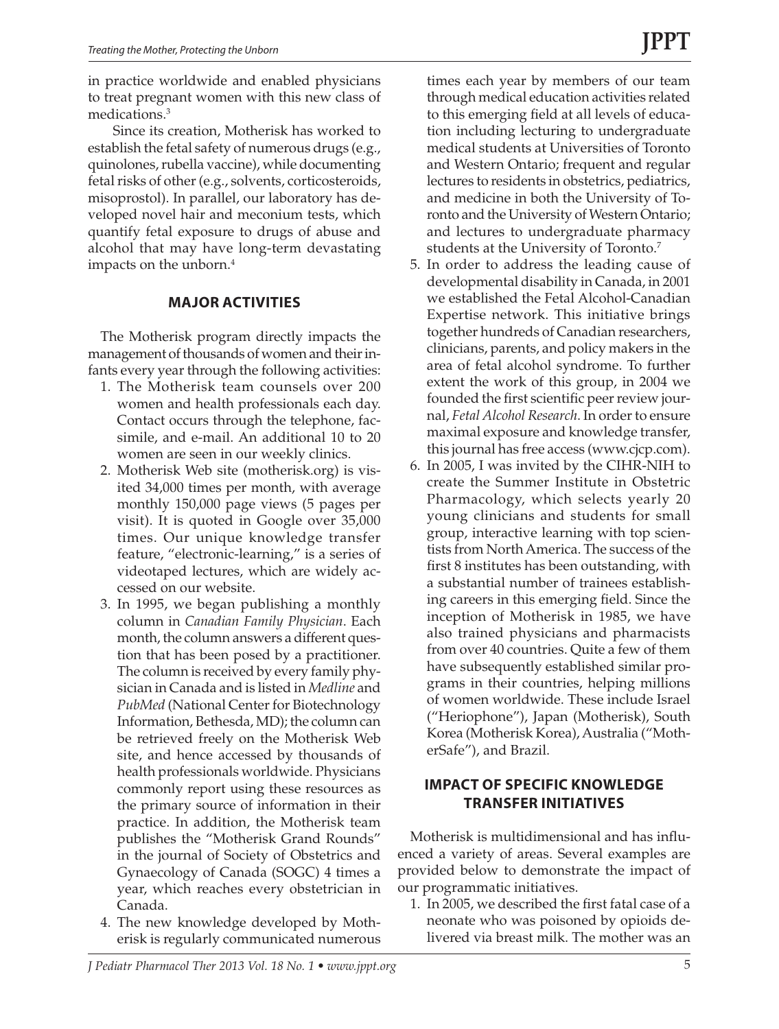in practice worldwide and enabled physicians to treat pregnant women with this new class of medications.[3]

Since its creation, Motherisk has worked to establish the fetal safety of numerous drugs (e.g., quinolones, rubella vaccine), while documenting fetal risks of other (e.g., solvents, corticosteroids, misoprostol). In parallel, our laboratory has developed novel hair and meconium tests, which quantify fetal exposure to drugs of abuse and alcohol that may have long-term devastating impacts on the unborn.[4]

## MAJOR ACTIVITIES

The Motherisk program directly impacts the management of thousands of women and their infants every year through the following activities:

1. The Motherisk team counsels over 200 women and health professionals each day. Contact occurs through the telephone, facsimile, and e-mail. An additional 10 to 20 women are seen in our weekly clinics.
2. Motherisk Web site (motherisk.org) is visited 34,000 times per month, with average monthly 150,000 page views (5 pages per visit). It is quoted in Google over 35,000 times. Our unique knowledge transfer feature, "electronic-learning," is a series of videotaped lectures, which are widely accessed on our website.
3. In 1995, we began publishing a monthly column in *Canadian Family Physician*. Each month, the column answers a different question that has been posed by a practitioner. The column is received by every family physician in Canada and is listed in *Medline* and *PubMed* (National Center for Biotechnology Information, Bethesda, MD); the column can be retrieved freely on the Motherisk Web site, and hence accessed by thousands of health professionals worldwide. Physicians commonly report using these resources as the primary source of information in their practice. In addition, the Motherisk team publishes the "Motherisk Grand Rounds" in the journal of Society of Obstetrics and Gynaecology of Canada (SOGC) 4 times a year, which reaches every obstetrician in Canada.
4. The new knowledge developed by Motherisk is regularly communicated numerous times each year by members of our team through medical education activities related to this emerging field at all levels of education including lecturing to undergraduate medical students at Universities of Toronto and Western Ontario; frequent and regular lectures to residents in obstetrics, pediatrics, and medicine in both the University of Toronto and the University of Western Ontario; and lectures to undergraduate pharmacy students at the University of Toronto.[7]
5. In order to address the leading cause of developmental disability in Canada, in 2001 we established the Fetal Alcohol-Canadian Expertise network. This initiative brings together hundreds of Canadian researchers, clinicians, parents, and policy makers in the area of fetal alcohol syndrome. To further extent the work of this group, in 2004 we founded the first scientific peer review journal, *Fetal Alcohol Research*. In order to ensure maximal exposure and knowledge transfer, this journal has free access (www.cjcp.com).
6. In 2005, I was invited by the CIHR-NIH to create the Summer Institute in Obstetric Pharmacology, which selects yearly 20 young clinicians and students for small group, interactive learning with top scientists from North America. The success of the first 8 institutes has been outstanding, with a substantial number of trainees establishing careers in this emerging field. Since the inception of Motherisk in 1985, we have also trained physicians and pharmacists from over 40 countries. Quite a few of them have subsequently established similar programs in their countries, helping millions of women worldwide. These include Israel ("Heriophone"), Japan (Motherisk), South Korea (Motherisk Korea), Australia ("MotherSafe"), and Brazil.

## IMPACT OF SPECIFIC KNOWLEDGE TRANSFER INITIATIVES

Motherisk is multidimensional and has influenced a variety of areas. Several examples are provided below to demonstrate the impact of our programmatic initiatives.

1. In 2005, we described the first fatal case of a neonate who was poisoned by opioids delivered via breast milk. The mother was an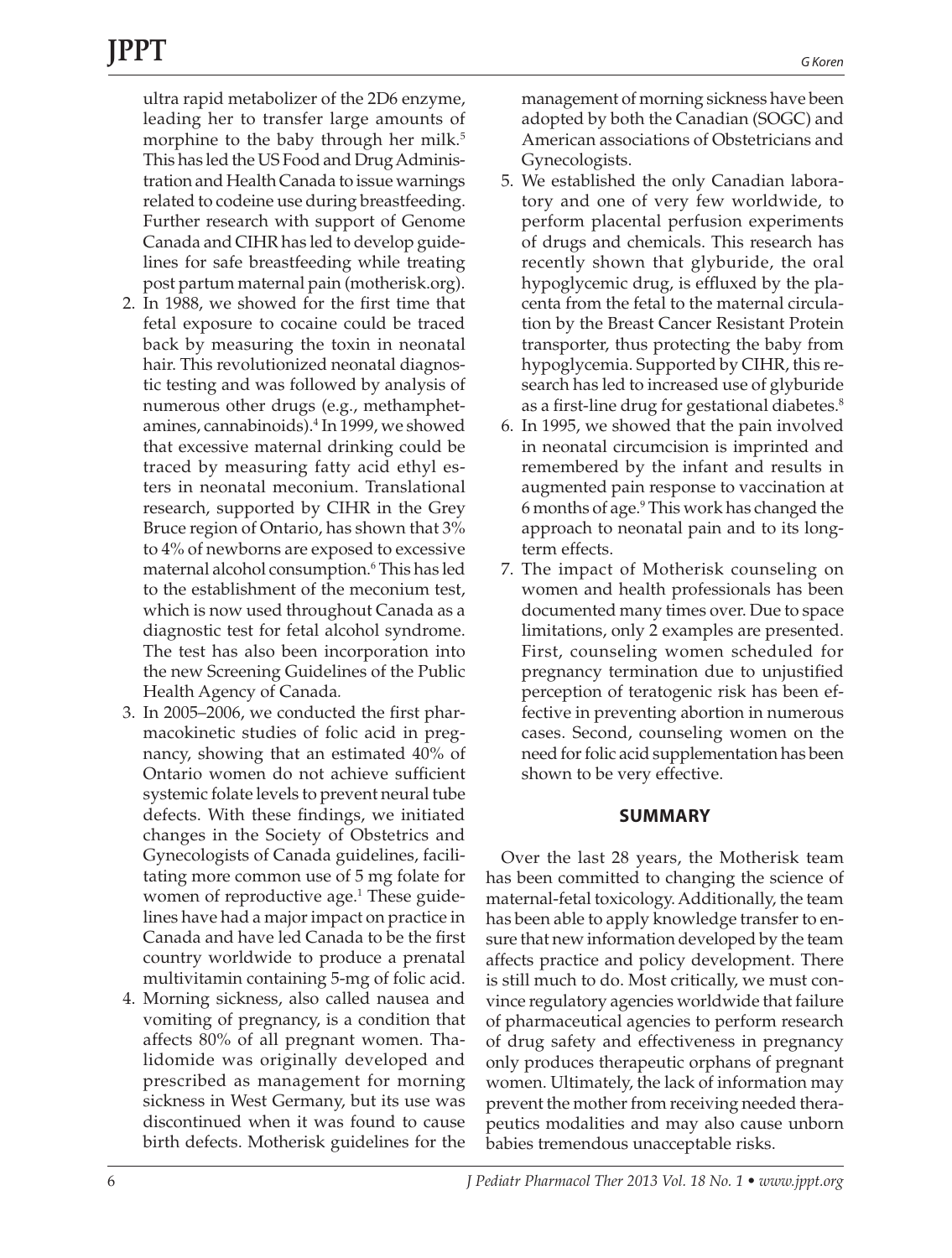ultra rapid metabolizer of the 2D6 enzyme, leading her to transfer large amounts of morphine to the baby through her milk.[5] This has led the US Food and Drug Administration and Health Canada to issue warnings related to codeine use during breastfeeding. Further research with support of Genome Canada and CIHR has led to develop guidelines for safe breastfeeding while treating post partum maternal pain (motherisk.org).

2. In 1988, we showed for the first time that fetal exposure to cocaine could be traced back by measuring the toxin in neonatal hair. This revolutionized neonatal diagnostic testing and was followed by analysis of numerous other drugs (e.g., methamphetamines, cannabinoids).[4] In 1999, we showed that excessive maternal drinking could be traced by measuring fatty acid ethyl esters in neonatal meconium. Translational research, supported by CIHR in the Grey Bruce region of Ontario, has shown that 3% to 4% of newborns are exposed to excessive maternal alcohol consumption.[6] This has led to the establishment of the meconium test, which is now used throughout Canada as a diagnostic test for fetal alcohol syndrome. The test has also been incorporation into the new Screening Guidelines of the Public Health Agency of Canada.
3. In 2005–2006, we conducted the first pharmacokinetic studies of folic acid in pregnancy, showing that an estimated 40% of Ontario women do not achieve sufficient systemic folate levels to prevent neural tube defects. With these findings, we initiated changes in the Society of Obstetrics and Gynecologists of Canada guidelines, facilitating more common use of 5 mg folate for women of reproductive age.[1] These guidelines have had a major impact on practice in Canada and have led Canada to be the first country worldwide to produce a prenatal multivitamin containing 5-mg of folic acid.
4. Morning sickness, also called nausea and vomiting of pregnancy, is a condition that affects 80% of all pregnant women. Thalidomide was originally developed and prescribed as management for morning sickness in West Germany, but its use was discontinued when it was found to cause birth defects. Motherisk guidelines for the management of morning sickness have been adopted by both the Canadian (SOGC) and American associations of Obstetricians and Gynecologists.
5. We established the only Canadian laboratory and one of very few worldwide, to perform placental perfusion experiments of drugs and chemicals. This research has recently shown that glyburide, the oral hypoglycemic drug, is effluxed by the placenta from the fetal to the maternal circulation by the Breast Cancer Resistant Protein transporter, thus protecting the baby from hypoglycemia. Supported by CIHR, this research has led to increased use of glyburide as a first-line drug for gestational diabetes.[8]
6. In 1995, we showed that the pain involved in neonatal circumcision is imprinted and remembered by the infant and results in augmented pain response to vaccination at 6 months of age.[9] This work has changed the approach to neonatal pain and to its long-term effects.
7. The impact of Motherisk counseling on women and health professionals has been documented many times over. Due to space limitations, only 2 examples are presented. First, counseling women scheduled for pregnancy termination due to unjustified perception of teratogenic risk has been effective in preventing abortion in numerous cases. Second, counseling women on the need for folic acid supplementation has been shown to be very effective.

## SUMMARY

Over the last 28 years, the Motherisk team has been committed to changing the science of maternal-fetal toxicology. Additionally, the team has been able to apply knowledge transfer to ensure that new information developed by the team affects practice and policy development. There is still much to do. Most critically, we must convince regulatory agencies worldwide that failure of pharmaceutical agencies to perform research of drug safety and effectiveness in pregnancy only produces therapeutic orphans of pregnant women. Ultimately, the lack of information may prevent the mother from receiving needed therapeutics modalities and may also cause unborn babies tremendous unacceptable risks.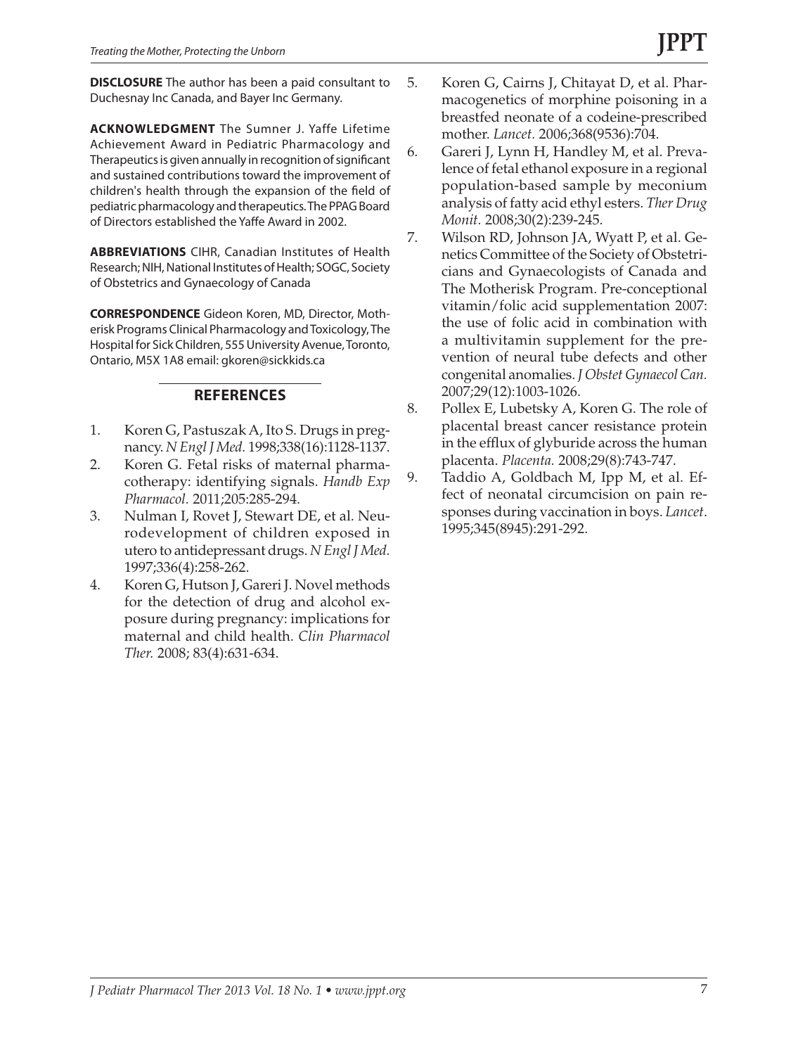**DISCLOSURE** The author has been a paid consultant to Duchesnay Inc Canada, and Bayer Inc Germany.

**ACKNOWLEDGMENT** The Sumner J. Yaffe Lifetime Achievement Award in Pediatric Pharmacology and Therapeutics is given annually in recognition of significant and sustained contributions toward the improvement of children's health through the expansion of the field of pediatric pharmacology and therapeutics. The PPAG Board of Directors established the Yaffe Award in 2002.

**ABBREVIATIONS** CIHR, Canadian Institutes of Health Research; NIH, National Institutes of Health; SOGC, Society of Obstetrics and Gynaecology of Canada

**CORRESPONDENCE** Gideon Koren, MD, Director, Motherisk Programs Clinical Pharmacology and Toxicology, The Hospital for Sick Children, 555 University Avenue, Toronto, Ontario, M5X 1A8 email: gkoren@sickkids.ca

## REFERENCES

1. Koren G, Pastuszak A, Ito S. Drugs in pregnancy. *N Engl J Med.* 1998;338(16):1128-1137.
2. Koren G. Fetal risks of maternal pharmacotherapy: identifying signals. *Handb Exp Pharmacol.* 2011;205:285-294.
3. Nulman I, Rovet J, Stewart DE, et al. Neurodevelopment of children exposed in utero to antidepressant drugs. *N Engl J Med.* 1997;336(4):258-262.
4. Koren G, Hutson J, Gareri J. Novel methods for the detection of drug and alcohol exposure during pregnancy: implications for maternal and child health. *Clin Pharmacol Ther.* 2008; 83(4):631-634.
5. Koren G, Cairns J, Chitayat D, et al. Pharmacogenetics of morphine poisoning in a breastfed neonate of a codeine-prescribed mother. *Lancet.* 2006;368(9536):704.
6. Gareri J, Lynn H, Handley M, et al. Prevalence of fetal ethanol exposure in a regional population-based sample by meconium analysis of fatty acid ethyl esters. *Ther Drug Monit.* 2008;30(2):239-245.
7. Wilson RD, Johnson JA, Wyatt P, et al. Genetics Committee of the Society of Obstetricians and Gynaecologists of Canada and The Motherisk Program. Pre-conceptional vitamin/folic acid supplementation 2007: the use of folic acid in combination with a multivitamin supplement for the prevention of neural tube defects and other congenital anomalies. *J Obstet Gynaecol Can.* 2007;29(12):1003-1026.
8. Pollex E, Lubetsky A, Koren G. The role of placental breast cancer resistance protein in the efflux of glyburide across the human placenta. *Placenta.* 2008;29(8):743-747.
9. Taddio A, Goldbach M, Ipp M, et al. Effect of neonatal circumcision on pain responses during vaccination in boys. *Lancet*. 1995;345(8945):291-292.